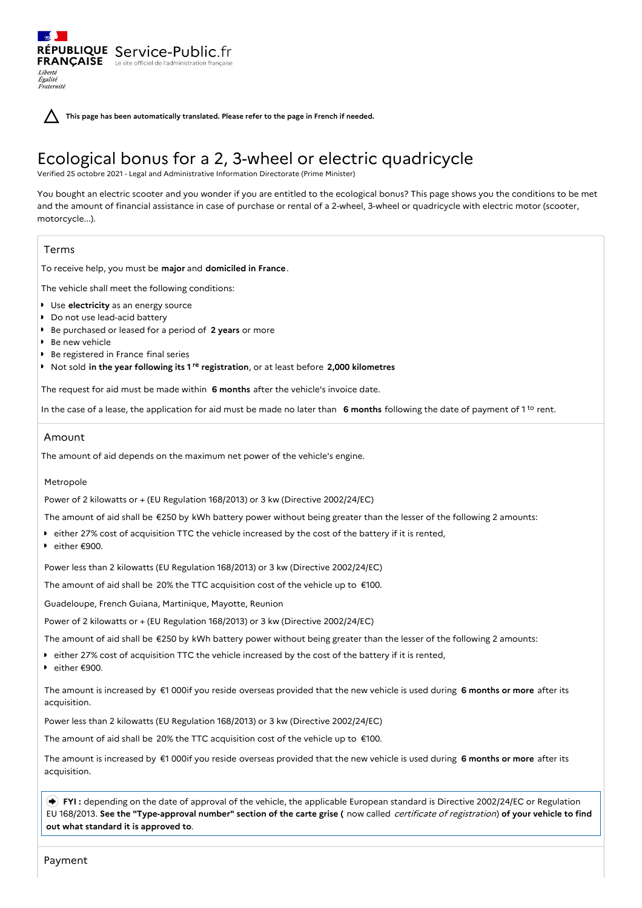RÉPUBLIQUE FRANÇAISE

*Liberté Égalité Fraternité*

Service-Public.fr

Le site officiel de l'administration française

**This page has been automatically translated. Please refer to the page in French if needed.**

# Ecological bonus for a 2, 3-wheel or electric quadricycle

Verified 25 octobre 2021 - Legal and Administrative Information Directorate (Prime Minister)

You bought an electric scooter and you wonder if you are entitled to the ecological bonus? This page shows you the conditions to be met and the amount of financial assistance in case of purchase or rental of a 2-wheel, 3-wheel or quadricycle with electric motor (scooter, motorcycle...).

## Terms

To receive help, you must be **major** and **domiciled in France**.

The vehicle shall meet the following conditions:

- Use **electricity** as an energy source
- Do not use lead-acid battery
- Be purchased or leased for a period of **2 years** or more
- Be new vehicle
- Be registered in France final series
- Not sold **in the year following its 1 re registration**, or at least before **2,000 kilometres**

The request for aid must be made within **6 months** after the vehicle's invoice date.

In the case of a lease, the application for aid must be made no later than **6 months** following the date of payment of 1 to rent.

## Amount

The amount of aid depends on the maximum net power of the vehicle's engine.

### Metropole

Power of 2 kilowatts or + (EU Regulation 168/2013) or 3 kw (Directive 2002/24/EC)

The amount of aid shall be €250 by kWh battery power without being greater than the lesser of the following 2 amounts:

- either 27% cost of acquisition TTC the vehicle increased by the cost of the battery if it is rented,
- either €900.

Power less than 2 kilowatts (EU Regulation 168/2013) or 3 kw (Directive 2002/24/EC)

The amount of aid shall be 20% the TTC acquisition cost of the vehicle up to €100.

### Guadeloupe, French Guiana, Martinique, Mayotte, Reunion

Power of 2 kilowatts or + (EU Regulation 168/2013) or 3 kw (Directive 2002/24/EC)

The amount of aid shall be €250 by kWh battery power without being greater than the lesser of the following 2 amounts:

- either 27% cost of acquisition TTC the vehicle increased by the cost of the battery if it is rented,
- either €900.

The amount is increased by €1 000if you reside overseas provided that the new vehicle is used during **6 months or more** after its acquisition.

Power less than 2 kilowatts (EU Regulation 168/2013) or 3 kw (Directive 2002/24/EC)

The amount of aid shall be 20% the TTC acquisition cost of the vehicle up to €100.

The amount is increased by €1 000if you reside overseas provided that the new vehicle is used during **6 months or more** after its acquisition.

**FYI :** depending on the date of approval of the vehicle, the applicable European standard is Directive 2002/24/EC or Regulation EU 168/2013. **See the "Type-approval number" section of the carte grise (** now called *certificate of registration*) **of your vehicle to find out what standard it is approved to**.

## Payment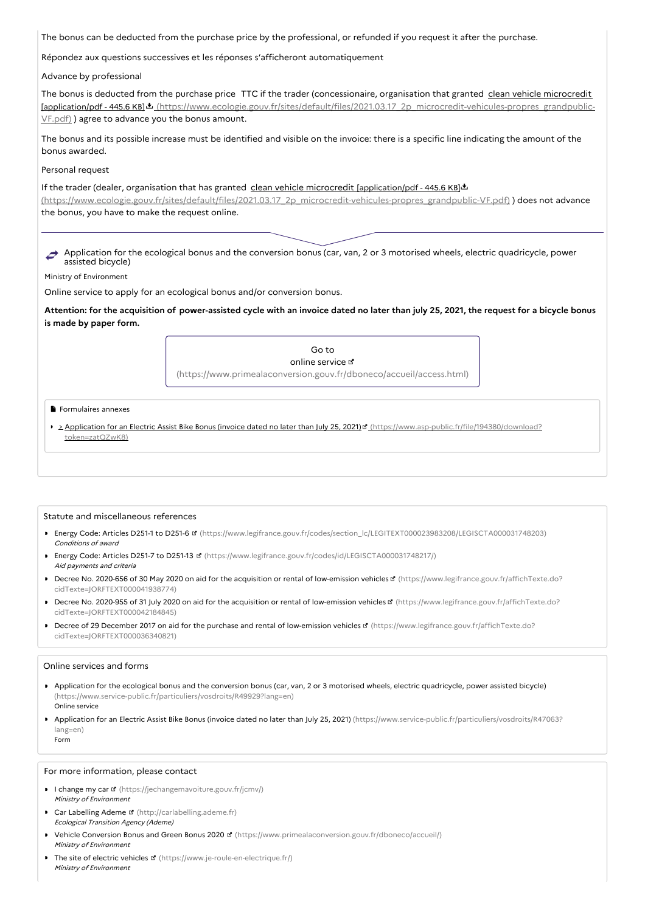The bonus can be deducted from the purchase price by the professional, or refunded if you request it after the purchase.

Répondez aux questions successives et les réponses s'afficheront automatiquement

Advance by professional

The bonus is deducted from the purchase price TTC if the trader (concessionaire, organisation that granted clean vehicle microcredit [application/pdf - 445.6 KB] (https://www.ecologie.gouv.fr/sites/default/files/2021.03.17_2p_microcredit-vehicules-propres_grandpublic-VF.pdf) ) agree to advance you the bonus amount.

The bonus and its possible increase must be identified and visible on the invoice: there is a specific line indicating the amount of the bonus awarded.

Personal request

If the trader (dealer, organisation that has granted clean vehicle microcredit [application/pdf - 445.6 KB] (https://www.ecologie.gouv.fr/sites/default/files/2021.03.17_2p_microcredit-vehicules-propres_grandpublic-VF.pdf) ) does not advance the bonus, you have to make the request online.

Application for the ecological bonus and the conversion bonus (car, van, 2 or 3 motorised wheels, electric quadricycle, power assisted bicycle)

Ministry of Environment

Online service to apply for an ecological bonus and/or conversion bonus.

**Attention: for the acquisition of power-assisted cycle with an invoice dated no later than july 25, 2021, the request for a bicycle bonus is made by paper form.**

Go to online service (https://www.primealaconversion.gouv.fr/dboneco/accueil/access.html)

Formulaires annexes

- > Application for an Electric Assist Bike Bonus (invoice dated no later than July 25, 2021) (https://www.asp-public.fr/file/194380/download?token=zatQZwK8)

## Statute and miscellaneous references

- Energy Code: Articles D251-1 to D251-6 (https://www.legifrance.gouv.fr/codes/section_lc/LEGITEXT000023983208/LEGISCTA000031748203)
  *Conditions of award*
- Energy Code: Articles D251-7 to D251-13 (https://www.legifrance.gouv.fr/codes/id/LEGISCTA000031748217/)
  *Aid payments and criteria*
- Decree No. 2020-656 of 30 May 2020 on aid for the acquisition or rental of low-emission vehicles (https://www.legifrance.gouv.fr/affichTexte.do?cidTexte=JORFTEXT000041938774)
- Decree No. 2020-955 of 31 July 2020 on aid for the acquisition or rental of low-emission vehicles (https://www.legifrance.gouv.fr/affichTexte.do?cidTexte=JORFTEXT000042184845)
- Decree of 29 December 2017 on aid for the purchase and rental of low-emission vehicles (https://www.legifrance.gouv.fr/affichTexte.do?cidTexte=JORFTEXT000036340821)

## Online services and forms

- Application for the ecological bonus and the conversion bonus (car, van, 2 or 3 motorised wheels, electric quadricycle, power assisted bicycle) (https://www.service-public.fr/particuliers/vosdroits/R49929?lang=en)
  Online service
- Application for an Electric Assist Bike Bonus (invoice dated no later than July 25, 2021) (https://www.service-public.fr/particuliers/vosdroits/R47063?lang=en)
  Form

## For more information, please contact

- I change my car (https://jechangemavoiture.gouv.fr/jcmv/)
  *Ministry of Environment*
- Car Labelling Ademe (http://carlabelling.ademe.fr)
  *Ecological Transition Agency (Ademe)*
- Vehicle Conversion Bonus and Green Bonus 2020 (https://www.primealaconversion.gouv.fr/dboneco/accueil/)
  *Ministry of Environment*
- The site of electric vehicles (https://www.je-roule-en-electrique.fr/)
  *Ministry of Environment*